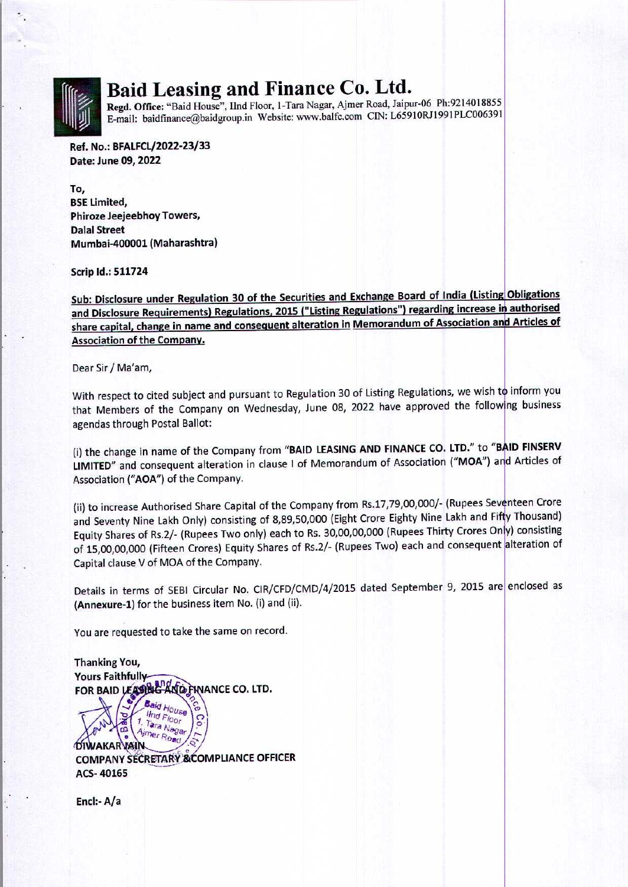# Baid Leasing and Finance Co. Ltd.

**Regd. Office:** "Baid House", IInd Floor, 1-Tara Nagar, Ajmer Road, Jaipur-06 Ph:9214018855
E-mail: baidfinance@baidgroup.in Website: www.balfc.com CIN: L65910RJ1991PLC006391

**Ref. No.: BFALFCL/2022-23/33**
**Date: June 09, 2022**

**To,**
**BSE Limited,**
**Phiroze Jeejeebhoy Towers,**
**Dalal Street**
**Mumbai-400001 (Maharashtra)**

**Scrip Id.: 511724**

**Sub: Disclosure under Regulation 30 of the Securities and Exchange Board of India (Listing Obligations and Disclosure Requirements) Regulations, 2015 ("Listing Regulations") regarding increase in authorised share capital, change in name and consequent alteration in Memorandum of Association and Articles of Association of the Company.**

Dear Sir / Ma'am,

With respect to cited subject and pursuant to Regulation 30 of Listing Regulations, we wish to inform you that Members of the Company on Wednesday, June 08, 2022 have approved the following business agendas through Postal Ballot:

(i) the change in name of the Company from "**BAID LEASING AND FINANCE CO. LTD.**" to "**BAID FINSERV LIMITED**" and consequent alteration in clause I of Memorandum of Association ("**MOA**") and Articles of Association ("**AOA**") of the Company.

(ii) to increase Authorised Share Capital of the Company from Rs.17,79,00,000/- (Rupees Seventeen Crore and Seventy Nine Lakh Only) consisting of 8,89,50,000 (Eight Crore Eighty Nine Lakh and Fifty Thousand) Equity Shares of Rs.2/- (Rupees Two only) each to Rs. 30,00,00,000 (Rupees Thirty Crores Only) consisting of 15,00,00,000 (Fifteen Crores) Equity Shares of Rs.2/- (Rupees Two) each and consequent alteration of Capital clause V of MOA of the Company.

Details in terms of SEBI Circular No. CIR/CFD/CMD/4/2015 dated September 9, 2015 are enclosed as (**Annexure-1**) for the business item No. (i) and (ii).

You are requested to take the same on record.

**Thanking You,**
**Yours Faithfully**
**FOR BAID LEASING AND FINANCE CO. LTD.**

**DIWAKAR JAIN**
**COMPANY SECRETARY & COMPLIANCE OFFICER**
**ACS- 40165**

**Encl:- A/a**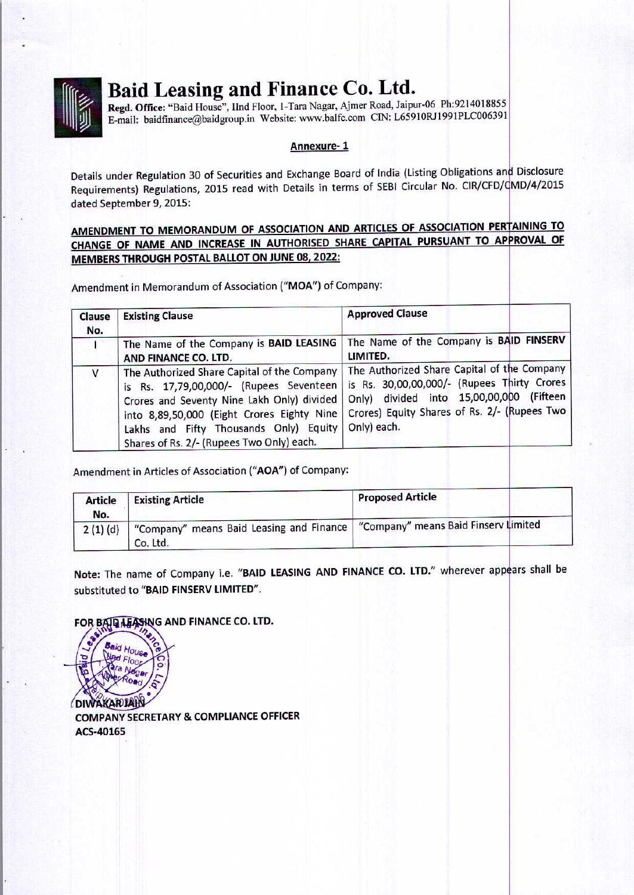# Baid Leasing and Finance Co. Ltd.

**Regd. Office:** "Baid House", IInd Floor, 1-Tara Nagar, Ajmer Road, Jaipur-06 Ph:9214018855
E-mail: baidfinance@baidgroup.in Website: www.balfc.com CIN: L65910RJ1991PLC006391

**Annexure- 1**

Details under Regulation 30 of Securities and Exchange Board of India (Listing Obligations and Disclosure Requirements) Regulations, 2015 read with Details in terms of SEBI Circular No. CIR/CFD/CMD/4/2015 dated September 9, 2015:

**AMENDMENT TO MEMORANDUM OF ASSOCIATION AND ARTICLES OF ASSOCIATION PERTAINING TO CHANGE OF NAME AND INCREASE IN AUTHORISED SHARE CAPITAL PURSUANT TO APPROVAL OF MEMBERS THROUGH POSTAL BALLOT ON JUNE 08, 2022:**

Amendment in Memorandum of Association (**"MOA"**) of Company:

| Clause No. | Existing Clause | Approved Clause |
|---|---|---|
| I | The Name of the Company is **BAID LEASING AND FINANCE CO. LTD.** | The Name of the Company is **BAID FINSERV LIMITED.** |
| V | The Authorized Share Capital of the Company is Rs. 17,79,00,000/- (Rupees Seventeen Crores and Seventy Nine Lakh Only) divided into 8,89,50,000 (Eight Crores Eighty Nine Lakhs and Fifty Thousands Only) Equity Shares of Rs. 2/- (Rupees Two Only) each. | The Authorized Share Capital of the Company is Rs. 30,00,00,000/- (Rupees Thirty Crores Only) divided into 15,00,00,000 (Fifteen Crores) Equity Shares of Rs. 2/- (Rupees Two Only) each. |

Amendment in Articles of Association (**"AOA"**) of Company:

| Article No. | Existing Article | Proposed Article |
|---|---|---|
| 2 (1) (d) | "Company" means Baid Leasing and Finance Co. Ltd. | "Company" means Baid Finserv Limited |

**Note:** The name of Company i.e. **"BAID LEASING AND FINANCE CO. LTD."** wherever appears shall be substituted to **"BAID FINSERV LIMITED"**.

**FOR BAID LEASING AND FINANCE CO. LTD.**

**DIWAKAR JAIN**
**COMPANY SECRETARY & COMPLIANCE OFFICER**
**ACS-40165**